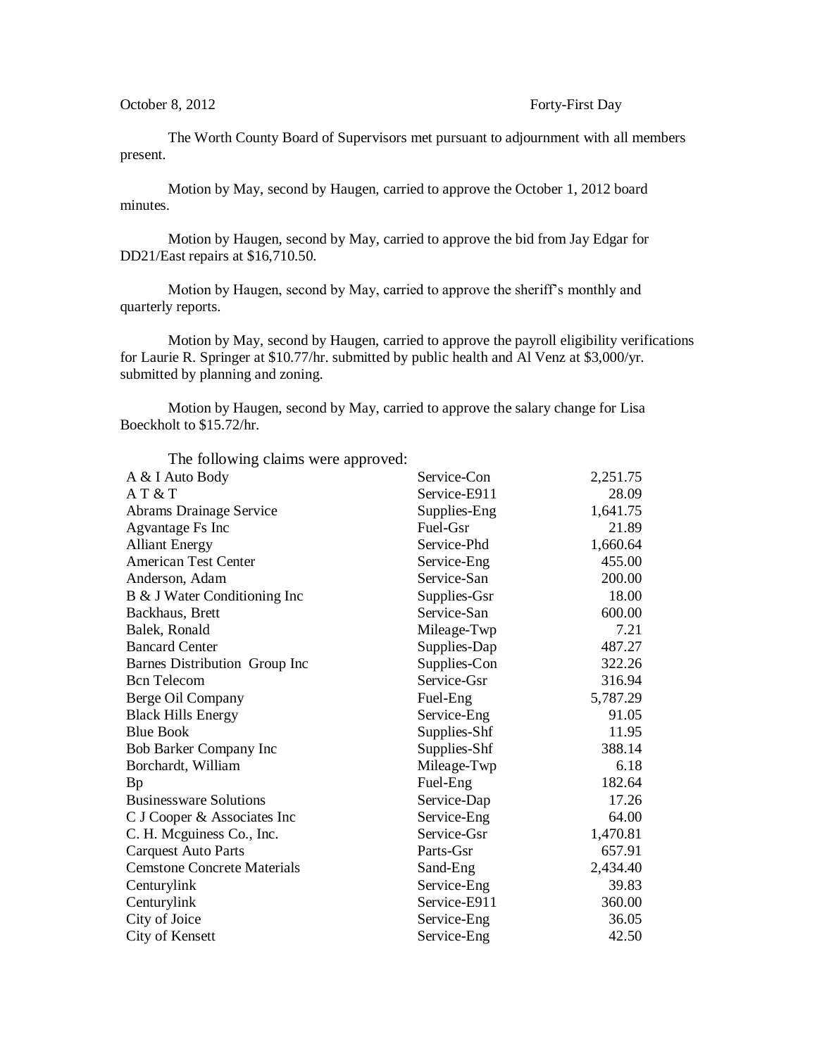October 8, 2012 Forty-First Day

The Worth County Board of Supervisors met pursuant to adjournment with all members present.

Motion by May, second by Haugen, carried to approve the October 1, 2012 board minutes.

Motion by Haugen, second by May, carried to approve the bid from Jay Edgar for DD21/East repairs at $16,710.50.

Motion by Haugen, second by May, carried to approve the sheriff's monthly and quarterly reports.

Motion by May, second by Haugen, carried to approve the payroll eligibility verifications for Laurie R. Springer at $10.77/hr. submitted by public health and Al Venz at $3,000/yr. submitted by planning and zoning.

Motion by Haugen, second by May, carried to approve the salary change for Lisa Boeckholt to $15.72/hr.

The following claims were approved:

| | | |
|---|---|---|
| A & I Auto Body | Service-Con | 2,251.75 |
| A T & T | Service-E911 | 28.09 |
| Abrams Drainage Service | Supplies-Eng | 1,641.75 |
| Agvantage Fs Inc | Fuel-Gsr | 21.89 |
| Alliant Energy | Service-Phd | 1,660.64 |
| American Test Center | Service-Eng | 455.00 |
| Anderson, Adam | Service-San | 200.00 |
| B & J Water Conditioning Inc | Supplies-Gsr | 18.00 |
| Backhaus, Brett | Service-San | 600.00 |
| Balek, Ronald | Mileage-Twp | 7.21 |
| Bancard Center | Supplies-Dap | 487.27 |
| Barnes Distribution Group Inc | Supplies-Con | 322.26 |
| Bcn Telecom | Service-Gsr | 316.94 |
| Berge Oil Company | Fuel-Eng | 5,787.29 |
| Black Hills Energy | Service-Eng | 91.05 |
| Blue Book | Supplies-Shf | 11.95 |
| Bob Barker Company Inc | Supplies-Shf | 388.14 |
| Borchardt, William | Mileage-Twp | 6.18 |
| Bp | Fuel-Eng | 182.64 |
| Businessware Solutions | Service-Dap | 17.26 |
| C J Cooper & Associates Inc | Service-Eng | 64.00 |
| C. H. Mcguiness Co., Inc. | Service-Gsr | 1,470.81 |
| Carquest Auto Parts | Parts-Gsr | 657.91 |
| Cemstone Concrete Materials | Sand-Eng | 2,434.40 |
| Centurylink | Service-Eng | 39.83 |
| Centurylink | Service-E911 | 360.00 |
| City of Joice | Service-Eng | 36.05 |
| City of Kensett | Service-Eng | 42.50 |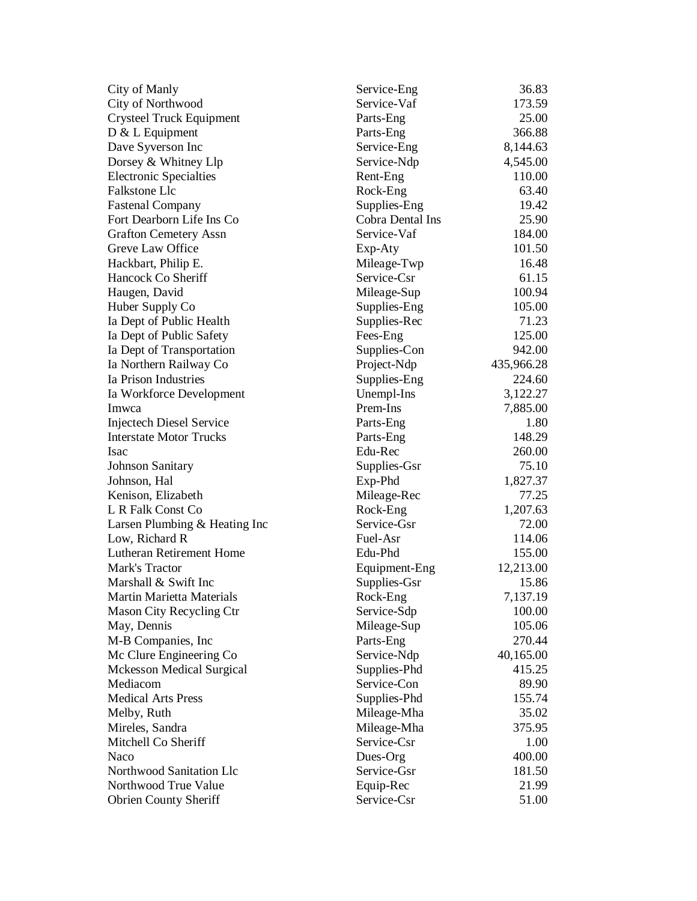| | | |
|---|---|---|
| City of Manly | Service-Eng | 36.83 |
| City of Northwood | Service-Vaf | 173.59 |
| Crysteel Truck Equipment | Parts-Eng | 25.00 |
| D & L Equipment | Parts-Eng | 366.88 |
| Dave Syverson Inc | Service-Eng | 8,144.63 |
| Dorsey & Whitney Llp | Service-Ndp | 4,545.00 |
| Electronic Specialties | Rent-Eng | 110.00 |
| Falkstone Llc | Rock-Eng | 63.40 |
| Fastenal Company | Supplies-Eng | 19.42 |
| Fort Dearborn Life Ins Co | Cobra Dental Ins | 25.90 |
| Grafton Cemetery Assn | Service-Vaf | 184.00 |
| Greve Law Office | Exp-Aty | 101.50 |
| Hackbart, Philip E. | Mileage-Twp | 16.48 |
| Hancock Co Sheriff | Service-Csr | 61.15 |
| Haugen, David | Mileage-Sup | 100.94 |
| Huber Supply Co | Supplies-Eng | 105.00 |
| Ia Dept of Public Health | Supplies-Rec | 71.23 |
| Ia Dept of Public Safety | Fees-Eng | 125.00 |
| Ia Dept of Transportation | Supplies-Con | 942.00 |
| Ia Northern Railway Co | Project-Ndp | 435,966.28 |
| Ia Prison Industries | Supplies-Eng | 224.60 |
| Ia Workforce Development | Unempl-Ins | 3,122.27 |
| Imwca | Prem-Ins | 7,885.00 |
| Injectech Diesel Service | Parts-Eng | 1.80 |
| Interstate Motor Trucks | Parts-Eng | 148.29 |
| Isac | Edu-Rec | 260.00 |
| Johnson Sanitary | Supplies-Gsr | 75.10 |
| Johnson, Hal | Exp-Phd | 1,827.37 |
| Kenison, Elizabeth | Mileage-Rec | 77.25 |
| L R Falk Const Co | Rock-Eng | 1,207.63 |
| Larsen Plumbing & Heating Inc | Service-Gsr | 72.00 |
| Low, Richard R | Fuel-Asr | 114.06 |
| Lutheran Retirement Home | Edu-Phd | 155.00 |
| Mark's Tractor | Equipment-Eng | 12,213.00 |
| Marshall & Swift Inc | Supplies-Gsr | 15.86 |
| Martin Marietta Materials | Rock-Eng | 7,137.19 |
| Mason City Recycling Ctr | Service-Sdp | 100.00 |
| May, Dennis | Mileage-Sup | 105.06 |
| M-B Companies, Inc | Parts-Eng | 270.44 |
| Mc Clure Engineering Co | Service-Ndp | 40,165.00 |
| Mckesson Medical Surgical | Supplies-Phd | 415.25 |
| Mediacom | Service-Con | 89.90 |
| Medical Arts Press | Supplies-Phd | 155.74 |
| Melby, Ruth | Mileage-Mha | 35.02 |
| Mireles, Sandra | Mileage-Mha | 375.95 |
| Mitchell Co Sheriff | Service-Csr | 1.00 |
| Naco | Dues-Org | 400.00 |
| Northwood Sanitation Llc | Service-Gsr | 181.50 |
| Northwood True Value | Equip-Rec | 21.99 |
| Obrien County Sheriff | Service-Csr | 51.00 |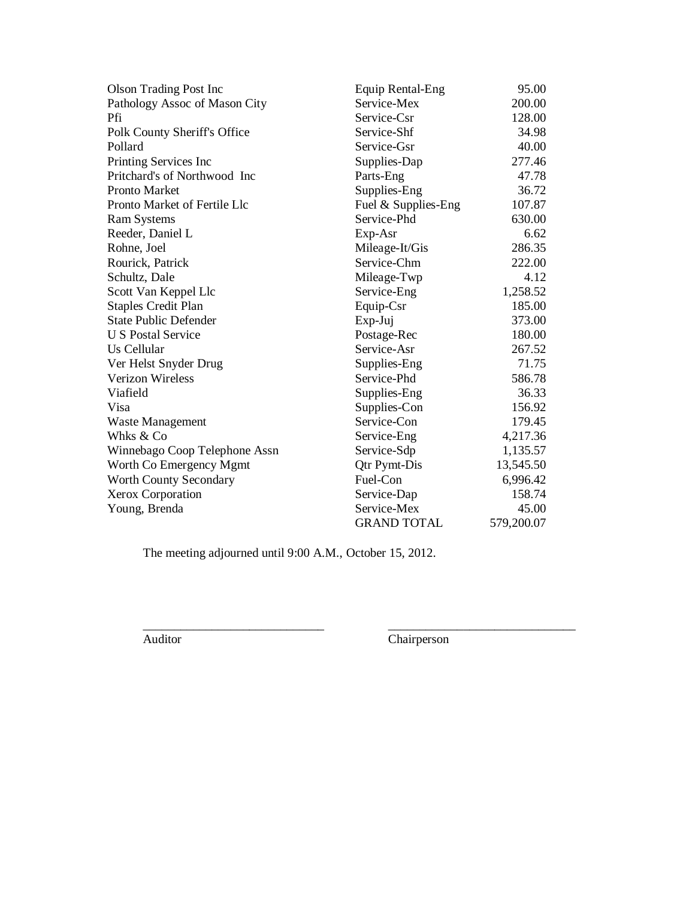| | | |
|---|---|---|
| Olson Trading Post Inc | Equip Rental-Eng | 95.00 |
| Pathology Assoc of Mason City | Service-Mex | 200.00 |
| Pfi | Service-Csr | 128.00 |
| Polk County Sheriff's Office | Service-Shf | 34.98 |
| Pollard | Service-Gsr | 40.00 |
| Printing Services Inc | Supplies-Dap | 277.46 |
| Pritchard's of Northwood Inc | Parts-Eng | 47.78 |
| Pronto Market | Supplies-Eng | 36.72 |
| Pronto Market of Fertile Llc | Fuel & Supplies-Eng | 107.87 |
| Ram Systems | Service-Phd | 630.00 |
| Reeder, Daniel L | Exp-Asr | 6.62 |
| Rohne, Joel | Mileage-It/Gis | 286.35 |
| Rourick, Patrick | Service-Chm | 222.00 |
| Schultz, Dale | Mileage-Twp | 4.12 |
| Scott Van Keppel Llc | Service-Eng | 1,258.52 |
| Staples Credit Plan | Equip-Csr | 185.00 |
| State Public Defender | Exp-Juj | 373.00 |
| U S Postal Service | Postage-Rec | 180.00 |
| Us Cellular | Service-Asr | 267.52 |
| Ver Helst Snyder Drug | Supplies-Eng | 71.75 |
| Verizon Wireless | Service-Phd | 586.78 |
| Viafield | Supplies-Eng | 36.33 |
| Visa | Supplies-Con | 156.92 |
| Waste Management | Service-Con | 179.45 |
| Whks & Co | Service-Eng | 4,217.36 |
| Winnebago Coop Telephone Assn | Service-Sdp | 1,135.57 |
| Worth Co Emergency Mgmt | Qtr Pymt-Dis | 13,545.50 |
| Worth County Secondary | Fuel-Con | 6,996.42 |
| Xerox Corporation | Service-Dap | 158.74 |
| Young, Brenda | Service-Mex | 45.00 |
| | GRAND TOTAL | 579,200.07 |

The meeting adjourned until 9:00 A.M., October 15, 2012.

\_\_\_\_\_\_\_\_\_\_\_\_\_\_\_\_\_\_\_\_\_\_\_\_\_\_\_\_\_\_ \_\_\_\_\_\_\_\_\_\_\_\_\_\_\_\_\_\_\_\_\_\_\_\_\_\_\_\_\_\_

Auditor Chairperson